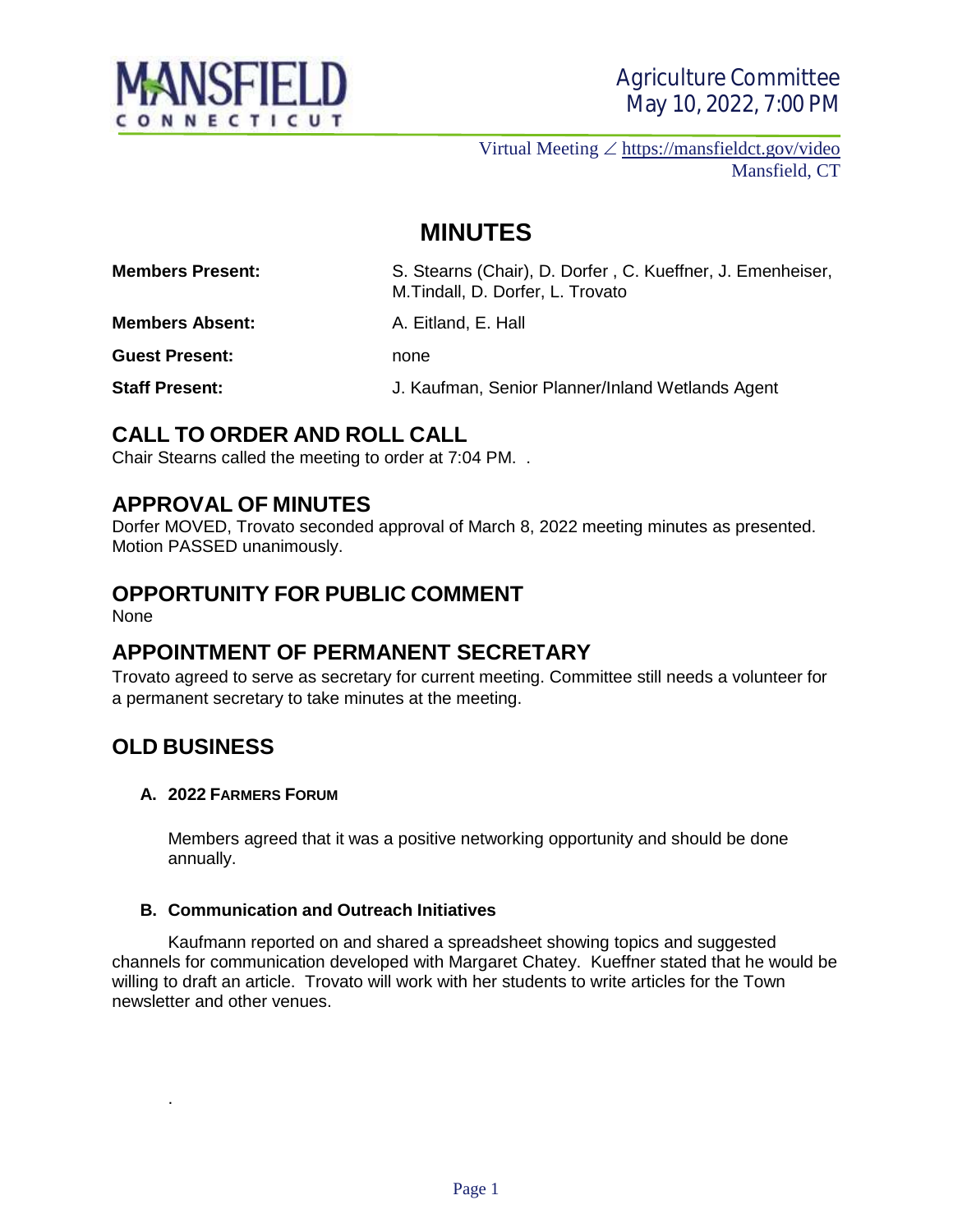# Agriculture Committee
May 10, 2022, 7:00 PM

Virtual Meeting ∠ https://mansfieldct.gov/video
Mansfield, CT

# MINUTES

| | |
|---|---|
| **Members Present:** | S. Stearns (Chair), D. Dorfer , C. Kueffner, J. Emenheiser, M.Tindall, D. Dorfer, L. Trovato |
| **Members Absent:** | A. Eitland, E. Hall |
| **Guest Present:** | none |
| **Staff Present:** | J. Kaufman, Senior Planner/Inland Wetlands Agent |

## CALL TO ORDER AND ROLL CALL

Chair Stearns called the meeting to order at 7:04 PM. .

## APPROVAL OF MINUTES

Dorfer MOVED, Trovato seconded approval of March 8, 2022 meeting minutes as presented. Motion PASSED unanimously.

## OPPORTUNITY FOR PUBLIC COMMENT

None

## APPOINTMENT OF PERMANENT SECRETARY

Trovato agreed to serve as secretary for current meeting. Committee still needs a volunteer for a permanent secretary to take minutes at the meeting.

## OLD BUSINESS

### A. 2022 Farmers Forum

Members agreed that it was a positive networking opportunity and should be done annually.

### B. Communication and Outreach Initiatives

Kaufmann reported on and shared a spreadsheet showing topics and suggested channels for communication developed with Margaret Chatey. Kueffner stated that he would be willing to draft an article. Trovato will work with her students to write articles for the Town newsletter and other venues.

.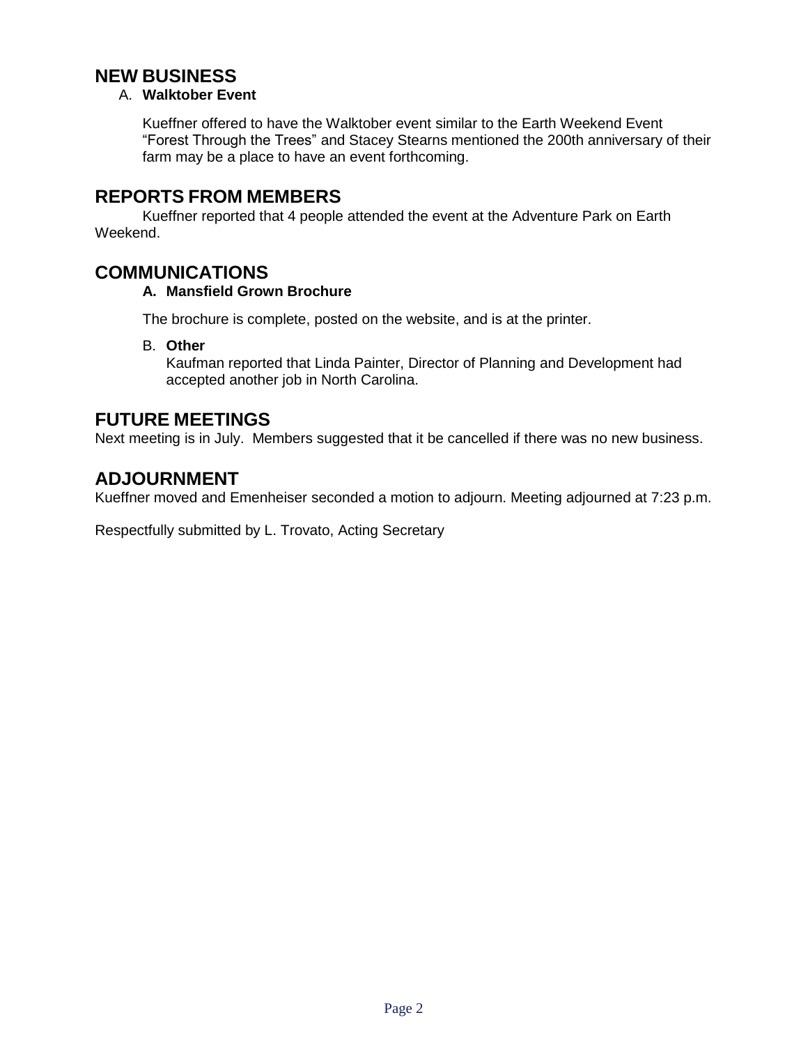## NEW BUSINESS

A. **Walktober Event**

Kueffner offered to have the Walktober event similar to the Earth Weekend Event "Forest Through the Trees" and Stacey Stearns mentioned the 200th anniversary of their farm may be a place to have an event forthcoming.

## REPORTS FROM MEMBERS

Kueffner reported that 4 people attended the event at the Adventure Park on Earth Weekend.

## COMMUNICATIONS

**A. Mansfield Grown Brochure**

The brochure is complete, posted on the website, and is at the printer.

B. **Other**

Kaufman reported that Linda Painter, Director of Planning and Development had accepted another job in North Carolina.

## FUTURE MEETINGS

Next meeting is in July. Members suggested that it be cancelled if there was no new business.

## ADJOURNMENT

Kueffner moved and Emenheiser seconded a motion to adjourn. Meeting adjourned at 7:23 p.m.

Respectfully submitted by L. Trovato, Acting Secretary